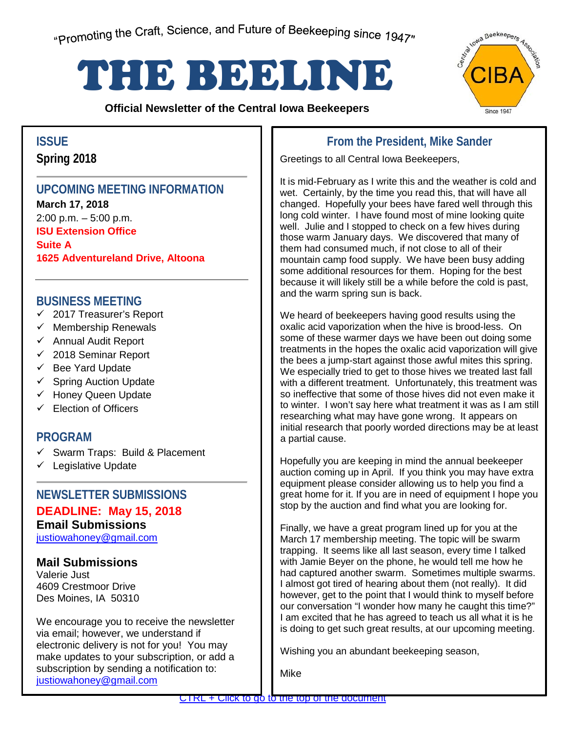"Promoting the Craft, Science, and Future of Beekeeping since 1947"

# THE BEELINE

**Official Newsletter of the Central Iowa Beekeepers**

## ISSUE

**Spring 2018**

## UPCOMING MEETING INFORMATION

**March 17, 2018**
2:00 p.m. – 5:00 p.m.
**ISU Extension Office**
**Suite A**
**1625 Adventureland Drive, Altoona**

## BUSINESS MEETING

- ✓ 2017 Treasurer's Report
- ✓ Membership Renewals
- ✓ Annual Audit Report
- ✓ 2018 Seminar Report
- ✓ Bee Yard Update
- ✓ Spring Auction Update
- ✓ Honey Queen Update
- ✓ Election of Officers

## PROGRAM

- ✓ Swarm Traps: Build & Placement
- ✓ Legislative Update

## NEWSLETTER SUBMISSIONS

**DEADLINE: May 15, 2018**

**Email Submissions**
justiowahoney@gmail.com

**Mail Submissions**
Valerie Just
4609 Crestmoor Drive
Des Moines, IA 50310

We encourage you to receive the newsletter via email; however, we understand if electronic delivery is not for you! You may make updates to your subscription, or add a subscription by sending a notification to: justiowahoney@gmail.com

## From the President, Mike Sander

Greetings to all Central Iowa Beekeepers,

It is mid-February as I write this and the weather is cold and wet. Certainly, by the time you read this, that will have all changed. Hopefully your bees have fared well through this long cold winter. I have found most of mine looking quite well. Julie and I stopped to check on a few hives during those warm January days. We discovered that many of them had consumed much, if not close to all of their mountain camp food supply. We have been busy adding some additional resources for them. Hoping for the best because it will likely still be a while before the cold is past, and the warm spring sun is back.

We heard of beekeepers having good results using the oxalic acid vaporization when the hive is brood-less. On some of these warmer days we have been out doing some treatments in the hopes the oxalic acid vaporization will give the bees a jump-start against those awful mites this spring. We especially tried to get to those hives we treated last fall with a different treatment. Unfortunately, this treatment was so ineffective that some of those hives did not even make it to winter. I won't say here what treatment it was as I am still researching what may have gone wrong. It appears on initial research that poorly worded directions may be at least a partial cause.

Hopefully you are keeping in mind the annual beekeeper auction coming up in April. If you think you may have extra equipment please consider allowing us to help you find a great home for it. If you are in need of equipment I hope you stop by the auction and find what you are looking for.

Finally, we have a great program lined up for you at the March 17 membership meeting. The topic will be swarm trapping. It seems like all last season, every time I talked with Jamie Beyer on the phone, he would tell me how he had captured another swarm. Sometimes multiple swarms. I almost got tired of hearing about them (not really). It did however, get to the point that I would think to myself before our conversation "I wonder how many he caught this time?" I am excited that he has agreed to teach us all what it is he is doing to get such great results, at our upcoming meeting.

Wishing you an abundant beekeeping season,

Mike

CTRL + Click to go to the top of the document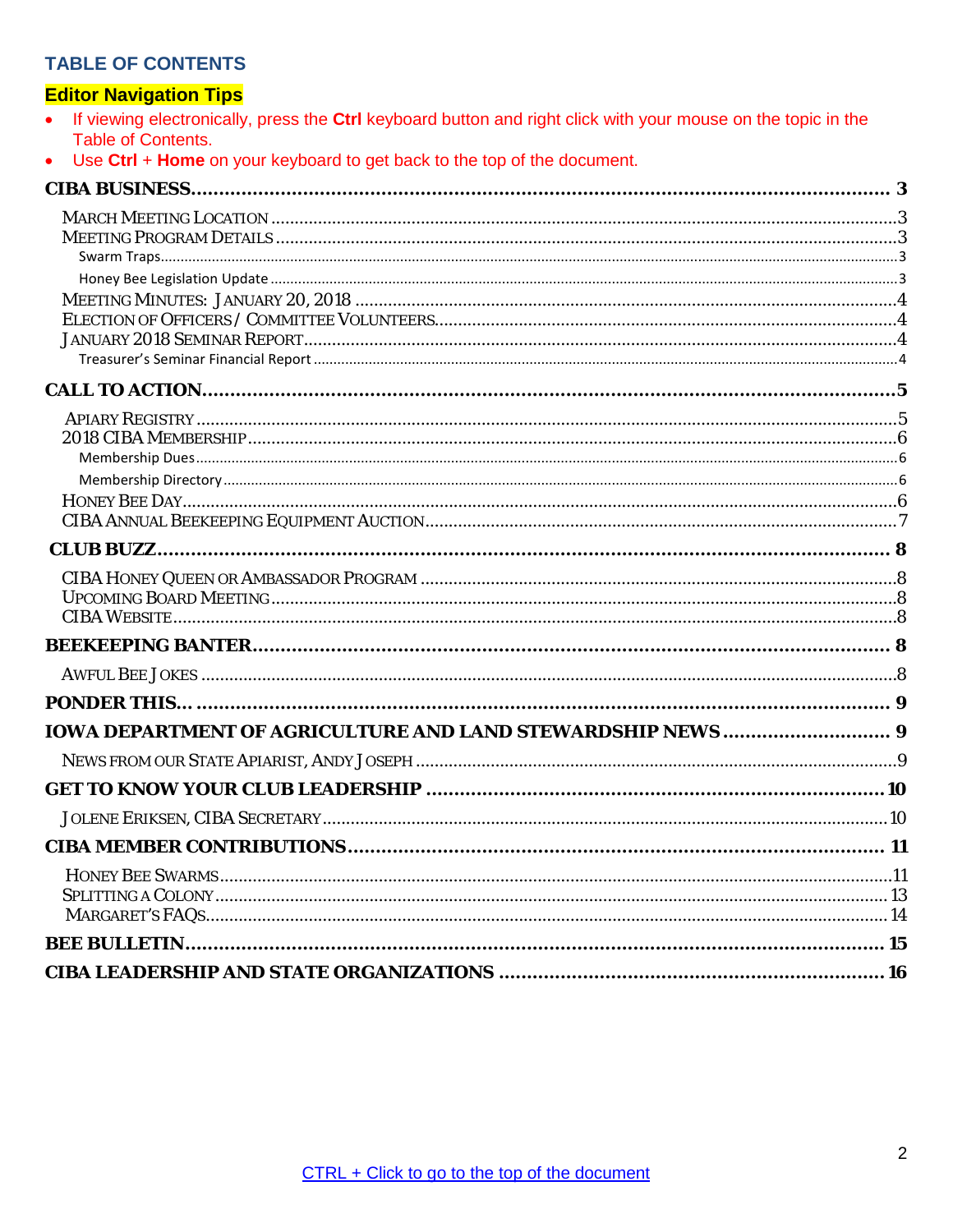## TABLE OF CONTENTS

**Editor Navigation Tips**

- If viewing electronically, press the **Ctrl** keyboard button and right click with your mouse on the topic in the Table of Contents.
- Use **Ctrl** + **Home** on your keyboard to get back to the top of the document.

**CIBA BUSINESS** .......... 3

- March Meeting Location .......... 3
- Meeting Program Details .......... 3
  - Swarm Traps .......... 3
  - Honey Bee Legislation Update .......... 3
- Meeting Minutes: January 20, 2018 .......... 4
- Election of Officers / Committee Volunteers .......... 4
- January 2018 Seminar Report .......... 4
  - Treasurer's Seminar Financial Report .......... 4

**CALL TO ACTION** .......... 5

- Apiary Registry .......... 5
- 2018 CIBA Membership .......... 6
  - Membership Dues .......... 6
  - Membership Directory .......... 6
- Honey Bee Day .......... 6
- CIBA Annual Beekeeping Equipment Auction .......... 7

**CLUB BUZZ** .......... 8

- CIBA Honey Queen or Ambassador Program .......... 8
- Upcoming Board Meeting .......... 8
- CIBA Website .......... 8

**BEEKEEPING BANTER** .......... 8

- Awful Bee Jokes .......... 8

**PONDER THIS...** .......... 9

**IOWA DEPARTMENT OF AGRICULTURE AND LAND STEWARDSHIP NEWS** .......... 9

- News from our State Apiarist, Andy Joseph .......... 9

**GET TO KNOW YOUR CLUB LEADERSHIP** .......... 10

- Jolene Eriksen, CIBA Secretary .......... 10

**CIBA MEMBER CONTRIBUTIONS** .......... 11

- Honey Bee Swarms .......... 11
- Splitting a Colony .......... 13
- Margaret's FAQs .......... 14

**BEE BULLETIN** .......... 15

**CIBA LEADERSHIP AND STATE ORGANIZATIONS** .......... 16

CTRL + Click to go to the top of the document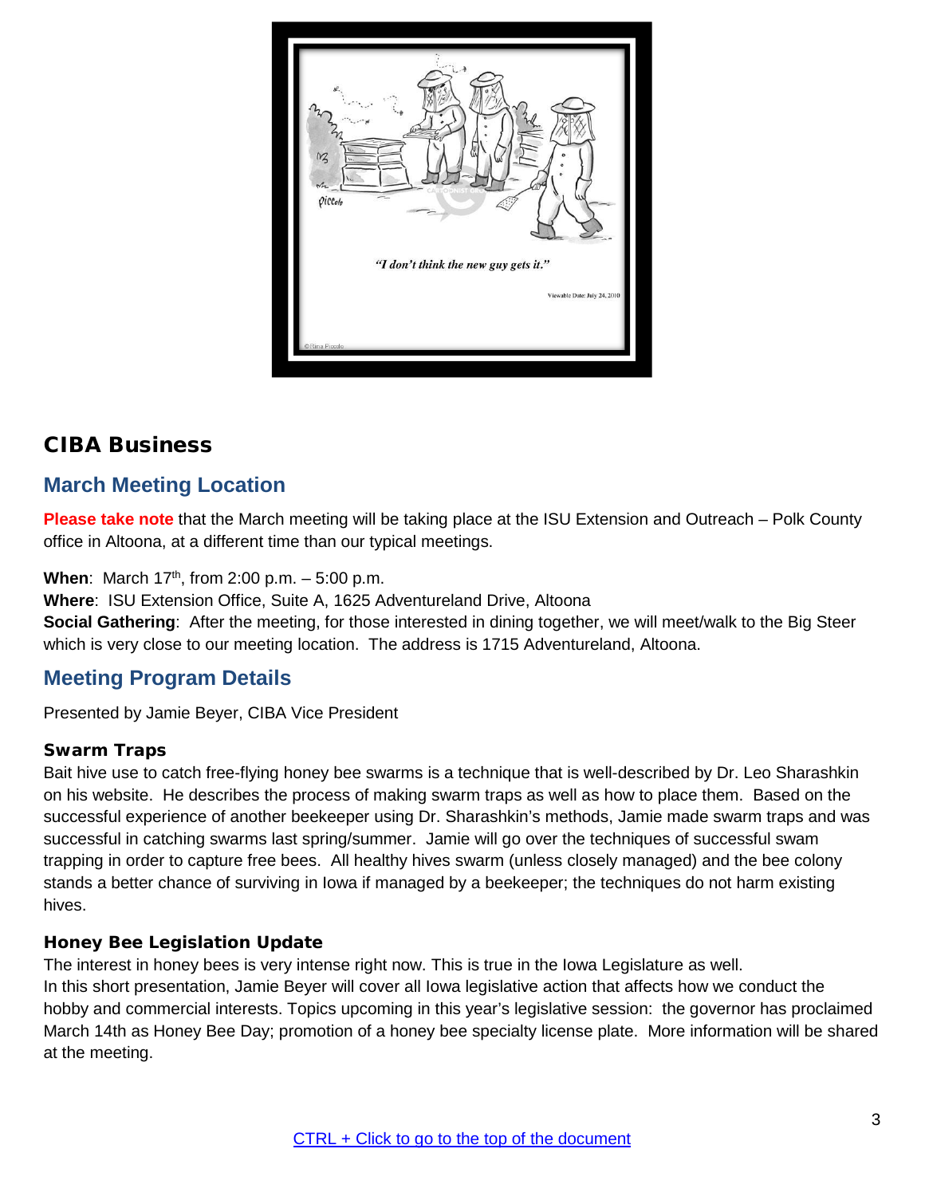## CIBA Business

### March Meeting Location

**Please take note** that the March meeting will be taking place at the ISU Extension and Outreach – Polk County office in Altoona, at a different time than our typical meetings.

**When**: March 17th, from 2:00 p.m. – 5:00 p.m.
**Where**: ISU Extension Office, Suite A, 1625 Adventureland Drive, Altoona
**Social Gathering**: After the meeting, for those interested in dining together, we will meet/walk to the Big Steer which is very close to our meeting location. The address is 1715 Adventureland, Altoona.

### Meeting Program Details

Presented by Jamie Beyer, CIBA Vice President

#### Swarm Traps

Bait hive use to catch free-flying honey bee swarms is a technique that is well-described by Dr. Leo Sharashkin on his website. He describes the process of making swarm traps as well as how to place them. Based on the successful experience of another beekeeper using Dr. Sharashkin's methods, Jamie made swarm traps and was successful in catching swarms last spring/summer. Jamie will go over the techniques of successful swam trapping in order to capture free bees. All healthy hives swarm (unless closely managed) and the bee colony stands a better chance of surviving in Iowa if managed by a beekeeper; the techniques do not harm existing hives.

#### Honey Bee Legislation Update

The interest in honey bees is very intense right now. This is true in the Iowa Legislature as well.
In this short presentation, Jamie Beyer will cover all Iowa legislative action that affects how we conduct the hobby and commercial interests. Topics upcoming in this year's legislative session: the governor has proclaimed March 14th as Honey Bee Day; promotion of a honey bee specialty license plate. More information will be shared at the meeting.

CTRL + Click to go to the top of the document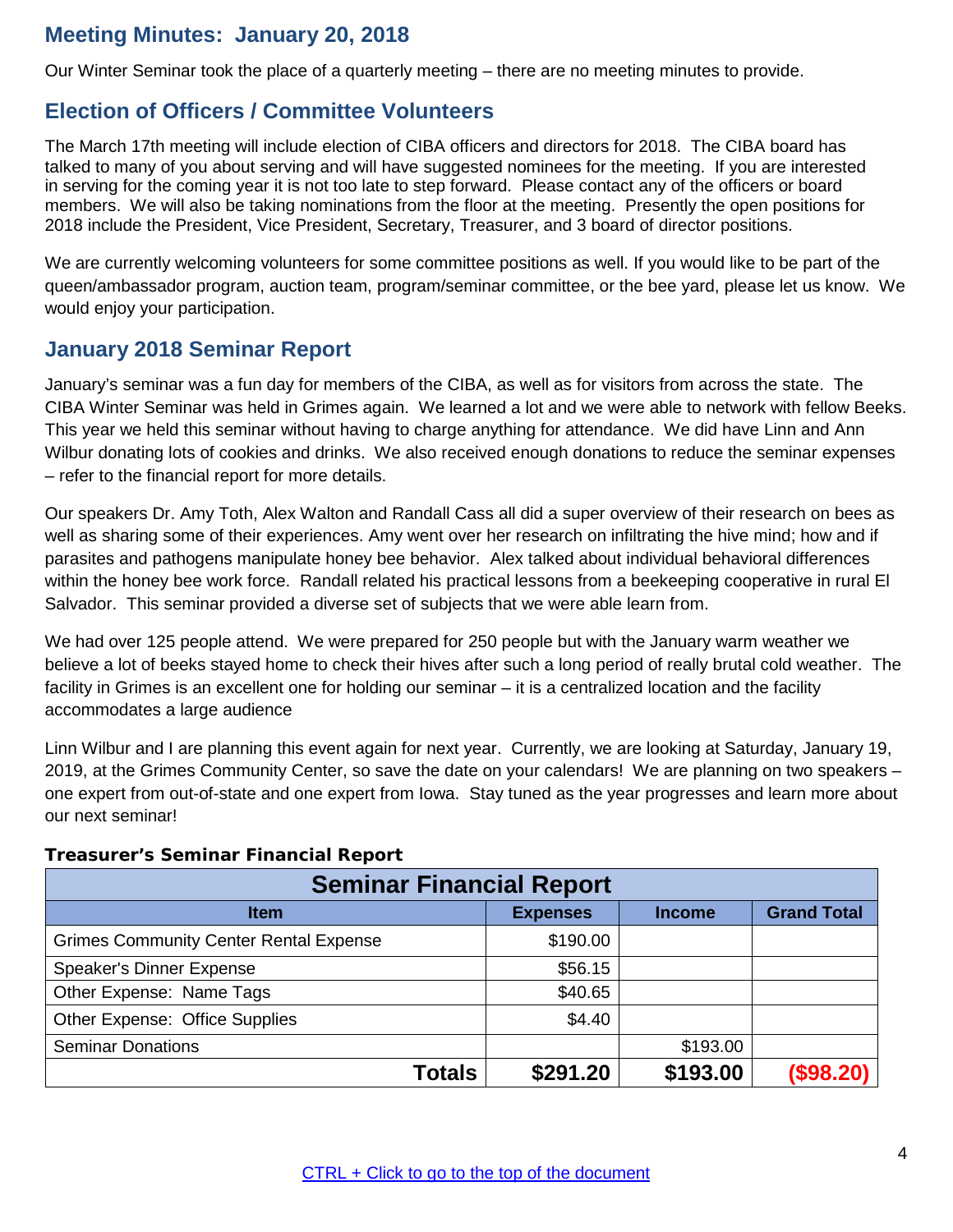## Meeting Minutes: January 20, 2018

Our Winter Seminar took the place of a quarterly meeting – there are no meeting minutes to provide.

## Election of Officers / Committee Volunteers

The March 17th meeting will include election of CIBA officers and directors for 2018. The CIBA board has talked to many of you about serving and will have suggested nominees for the meeting. If you are interested in serving for the coming year it is not too late to step forward. Please contact any of the officers or board members. We will also be taking nominations from the floor at the meeting. Presently the open positions for 2018 include the President, Vice President, Secretary, Treasurer, and 3 board of director positions.

We are currently welcoming volunteers for some committee positions as well. If you would like to be part of the queen/ambassador program, auction team, program/seminar committee, or the bee yard, please let us know. We would enjoy your participation.

## January 2018 Seminar Report

January's seminar was a fun day for members of the CIBA, as well as for visitors from across the state. The CIBA Winter Seminar was held in Grimes again. We learned a lot and we were able to network with fellow Beeks. This year we held this seminar without having to charge anything for attendance. We did have Linn and Ann Wilbur donating lots of cookies and drinks. We also received enough donations to reduce the seminar expenses – refer to the financial report for more details.

Our speakers Dr. Amy Toth, Alex Walton and Randall Cass all did a super overview of their research on bees as well as sharing some of their experiences. Amy went over her research on infiltrating the hive mind; how and if parasites and pathogens manipulate honey bee behavior. Alex talked about individual behavioral differences within the honey bee work force. Randall related his practical lessons from a beekeeping cooperative in rural El Salvador. This seminar provided a diverse set of subjects that we were able learn from.

We had over 125 people attend. We were prepared for 250 people but with the January warm weather we believe a lot of beeks stayed home to check their hives after such a long period of really brutal cold weather. The facility in Grimes is an excellent one for holding our seminar – it is a centralized location and the facility accommodates a large audience

Linn Wilbur and I are planning this event again for next year. Currently, we are looking at Saturday, January 19, 2019, at the Grimes Community Center, so save the date on your calendars! We are planning on two speakers – one expert from out-of-state and one expert from Iowa. Stay tuned as the year progresses and learn more about our next seminar!

**Treasurer's Seminar Financial Report**

| Seminar Financial Report | | | |
|---|---|---|---|
| **Item** | **Expenses** | **Income** | **Grand Total** |
| Grimes Community Center Rental Expense | $190.00 | | |
| Speaker's Dinner Expense | $56.15 | | |
| Other Expense: Name Tags | $40.65 | | |
| Other Expense: Office Supplies | $4.40 | | |
| Seminar Donations | | $193.00 | |
| **Totals** | **$291.20** | **$193.00** | **($98.20)** |

CTRL + Click to go to the top of the document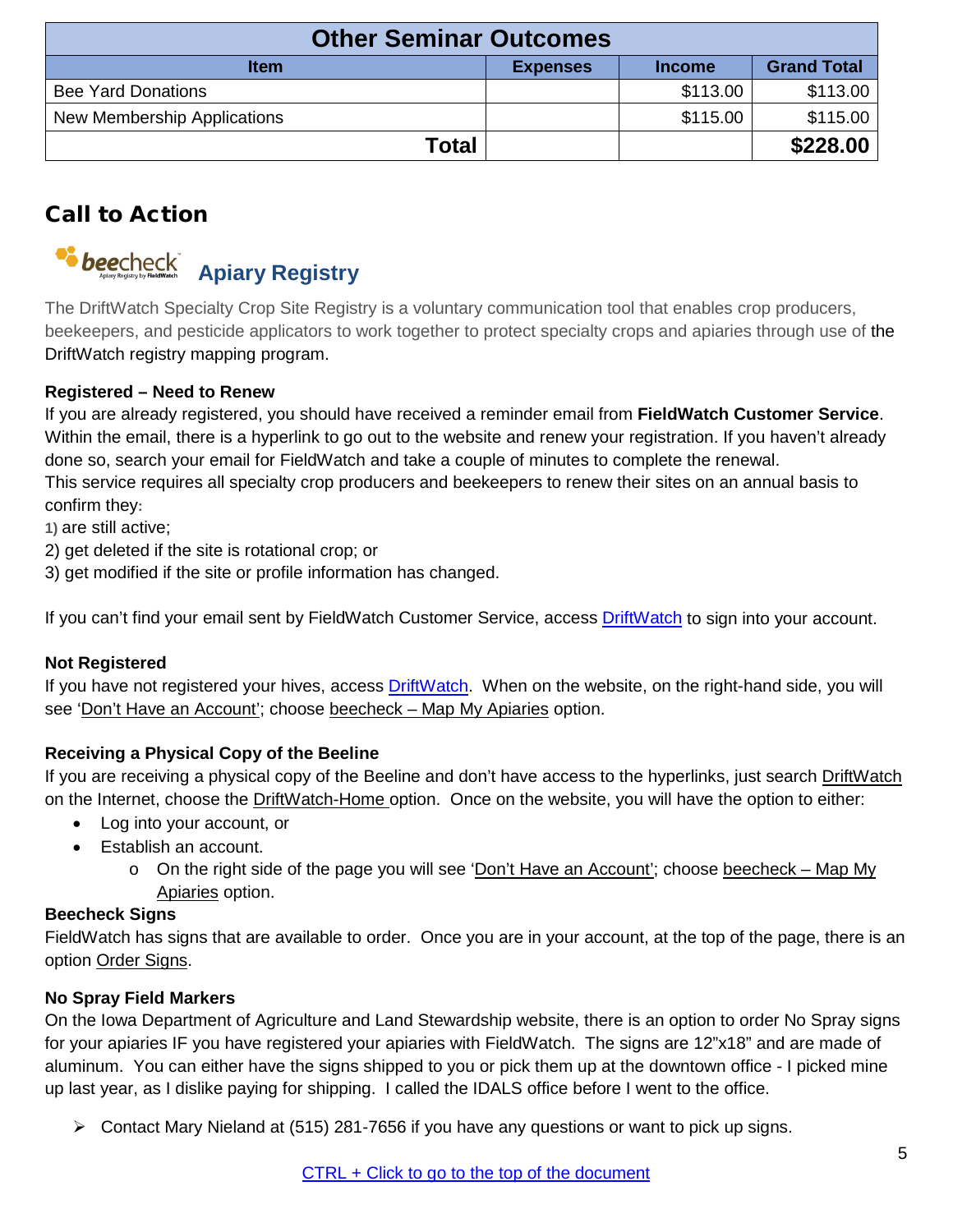| Other Seminar Outcomes | | | |
|---|---|---|---|
| **Item** | **Expenses** | **Income** | **Grand Total** |
| Bee Yard Donations | | $113.00 | $113.00 |
| New Membership Applications | | $115.00 | $115.00 |
| **Total** | | | **$228.00** |

## Call to Action

### beecheck Apiary Registry

The DriftWatch Specialty Crop Site Registry is a voluntary communication tool that enables crop producers, beekeepers, and pesticide applicators to work together to protect specialty crops and apiaries through use of the DriftWatch registry mapping program.

**Registered – Need to Renew**
If you are already registered, you should have received a reminder email from **FieldWatch Customer Service**. Within the email, there is a hyperlink to go out to the website and renew your registration. If you haven't already done so, search your email for FieldWatch and take a couple of minutes to complete the renewal.
This service requires all specialty crop producers and beekeepers to renew their sites on an annual basis to confirm they:
1) are still active;
2) get deleted if the site is rotational crop; or
3) get modified if the site or profile information has changed.

If you can't find your email sent by FieldWatch Customer Service, access DriftWatch to sign into your account.

**Not Registered**
If you have not registered your hives, access DriftWatch. When on the website, on the right-hand side, you will see 'Don't Have an Account'; choose beecheck – Map My Apiaries option.

**Receiving a Physical Copy of the Beeline**
If you are receiving a physical copy of the Beeline and don't have access to the hyperlinks, just search DriftWatch on the Internet, choose the DriftWatch-Home option. Once on the website, you will have the option to either:

- Log into your account, or
- Establish an account.
  - On the right side of the page you will see 'Don't Have an Account'; choose beecheck – Map My Apiaries option.

**Beecheck Signs**
FieldWatch has signs that are available to order. Once you are in your account, at the top of the page, there is an option Order Signs.

**No Spray Field Markers**
On the Iowa Department of Agriculture and Land Stewardship website, there is an option to order No Spray signs for your apiaries IF you have registered your apiaries with FieldWatch. The signs are 12"x18" and are made of aluminum. You can either have the signs shipped to you or pick them up at the downtown office - I picked mine up last year, as I dislike paying for shipping. I called the IDALS office before I went to the office.

- Contact Mary Nieland at (515) 281-7656 if you have any questions or want to pick up signs.

CTRL + Click to go to the top of the document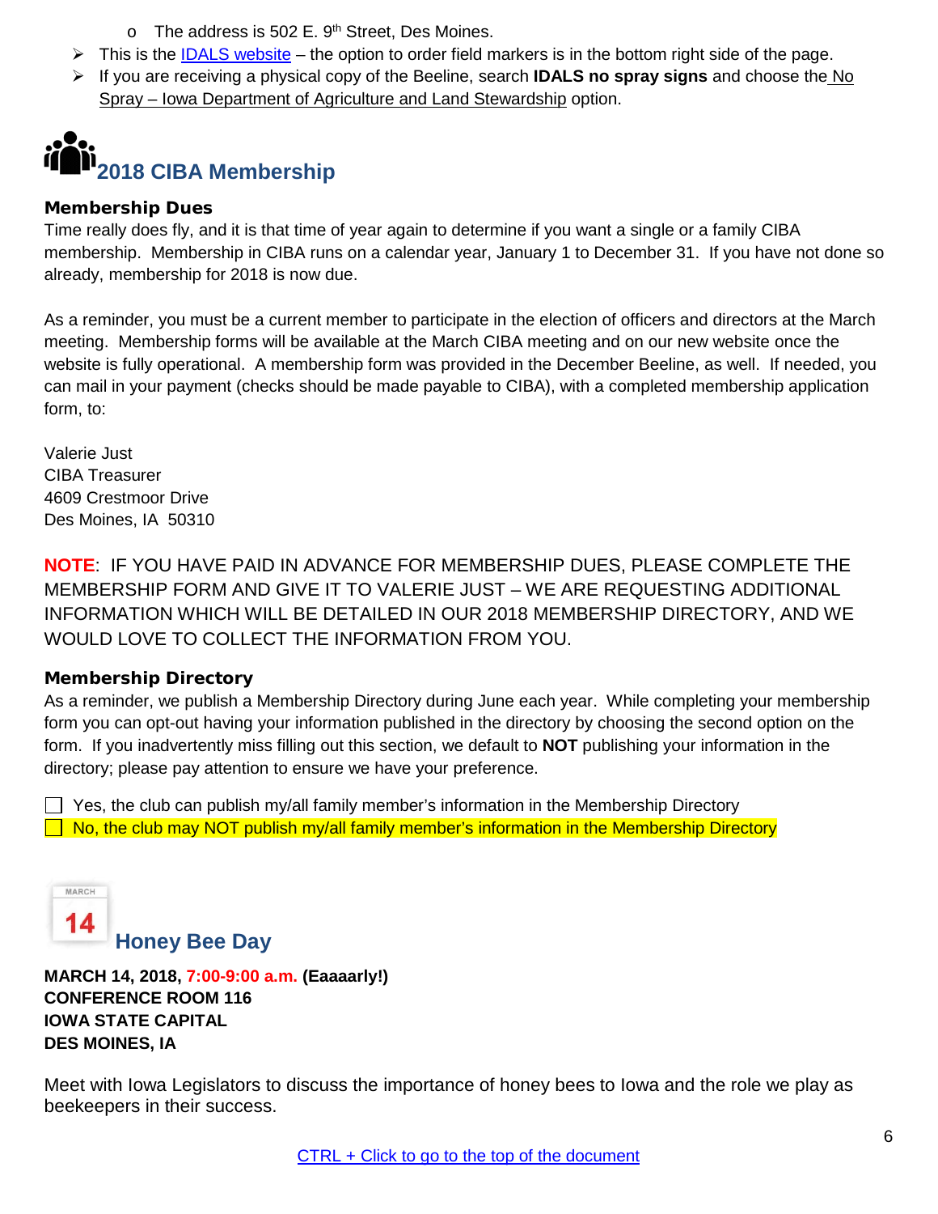- The address is 502 E. 9th Street, Des Moines.
- This is the IDALS website – the option to order field markers is in the bottom right side of the page.
- If you are receiving a physical copy of the Beeline, search **IDALS no spray signs** and choose the No Spray – Iowa Department of Agriculture and Land Stewardship option.

## 2018 CIBA Membership

### Membership Dues

Time really does fly, and it is that time of year again to determine if you want a single or a family CIBA membership. Membership in CIBA runs on a calendar year, January 1 to December 31. If you have not done so already, membership for 2018 is now due.

As a reminder, you must be a current member to participate in the election of officers and directors at the March meeting. Membership forms will be available at the March CIBA meeting and on our new website once the website is fully operational. A membership form was provided in the December Beeline, as well. If needed, you can mail in your payment (checks should be made payable to CIBA), with a completed membership application form, to:

Valerie Just
CIBA Treasurer
4609 Crestmoor Drive
Des Moines, IA 50310

NOTE: IF YOU HAVE PAID IN ADVANCE FOR MEMBERSHIP DUES, PLEASE COMPLETE THE MEMBERSHIP FORM AND GIVE IT TO VALERIE JUST – WE ARE REQUESTING ADDITIONAL INFORMATION WHICH WILL BE DETAILED IN OUR 2018 MEMBERSHIP DIRECTORY, AND WE WOULD LOVE TO COLLECT THE INFORMATION FROM YOU.

### Membership Directory

As a reminder, we publish a Membership Directory during June each year. While completing your membership form you can opt-out having your information published in the directory by choosing the second option on the form. If you inadvertently miss filling out this section, we default to **NOT** publishing your information in the directory; please pay attention to ensure we have your preference.

☐ Yes, the club can publish my/all family member's information in the Membership Directory
☐ No, the club may NOT publish my/all family member's information in the Membership Directory

## Honey Bee Day

**MARCH 14, 2018, 7:00-9:00 a.m. (Eaaaarly!)**
**CONFERENCE ROOM 116**
**IOWA STATE CAPITAL**
**DES MOINES, IA**

Meet with Iowa Legislators to discuss the importance of honey bees to Iowa and the role we play as beekeepers in their success.

CTRL + Click to go to the top of the document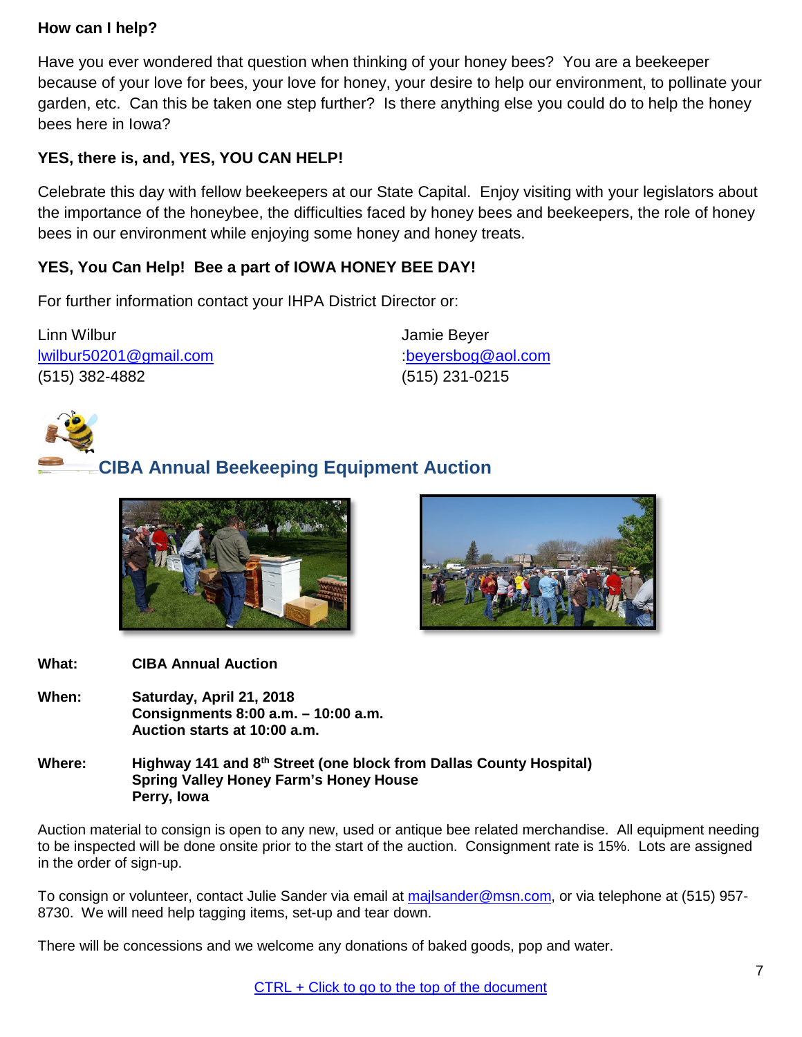**How can I help?**

Have you ever wondered that question when thinking of your honey bees? You are a beekeeper because of your love for bees, your love for honey, your desire to help our environment, to pollinate your garden, etc. Can this be taken one step further? Is there anything else you could do to help the honey bees here in Iowa?

**YES, there is, and, YES, YOU CAN HELP!**

Celebrate this day with fellow beekeepers at our State Capital. Enjoy visiting with your legislators about the importance of the honeybee, the difficulties faced by honey bees and beekeepers, the role of honey bees in our environment while enjoying some honey and honey treats.

**YES, You Can Help! Bee a part of IOWA HONEY BEE DAY!**

For further information contact your IHPA District Director or:

Linn Wilbur
lwilbur50201@gmail.com
(515) 382-4882

Jamie Beyer
:beyersbog@aol.com
(515) 231-0215

## CIBA Annual Beekeeping Equipment Auction

**What:** **CIBA Annual Auction**

**When:** **Saturday, April 21, 2018**
**Consignments 8:00 a.m. – 10:00 a.m.**
**Auction starts at 10:00 a.m.**

**Where:** **Highway 141 and 8th Street (one block from Dallas County Hospital)**
**Spring Valley Honey Farm's Honey House**
**Perry, Iowa**

Auction material to consign is open to any new, used or antique bee related merchandise. All equipment needing to be inspected will be done onsite prior to the start of the auction. Consignment rate is 15%. Lots are assigned in the order of sign-up.

To consign or volunteer, contact Julie Sander via email at majlsander@msn.com, or via telephone at (515) 957-8730. We will need help tagging items, set-up and tear down.

There will be concessions and we welcome any donations of baked goods, pop and water.

CTRL + Click to go to the top of the document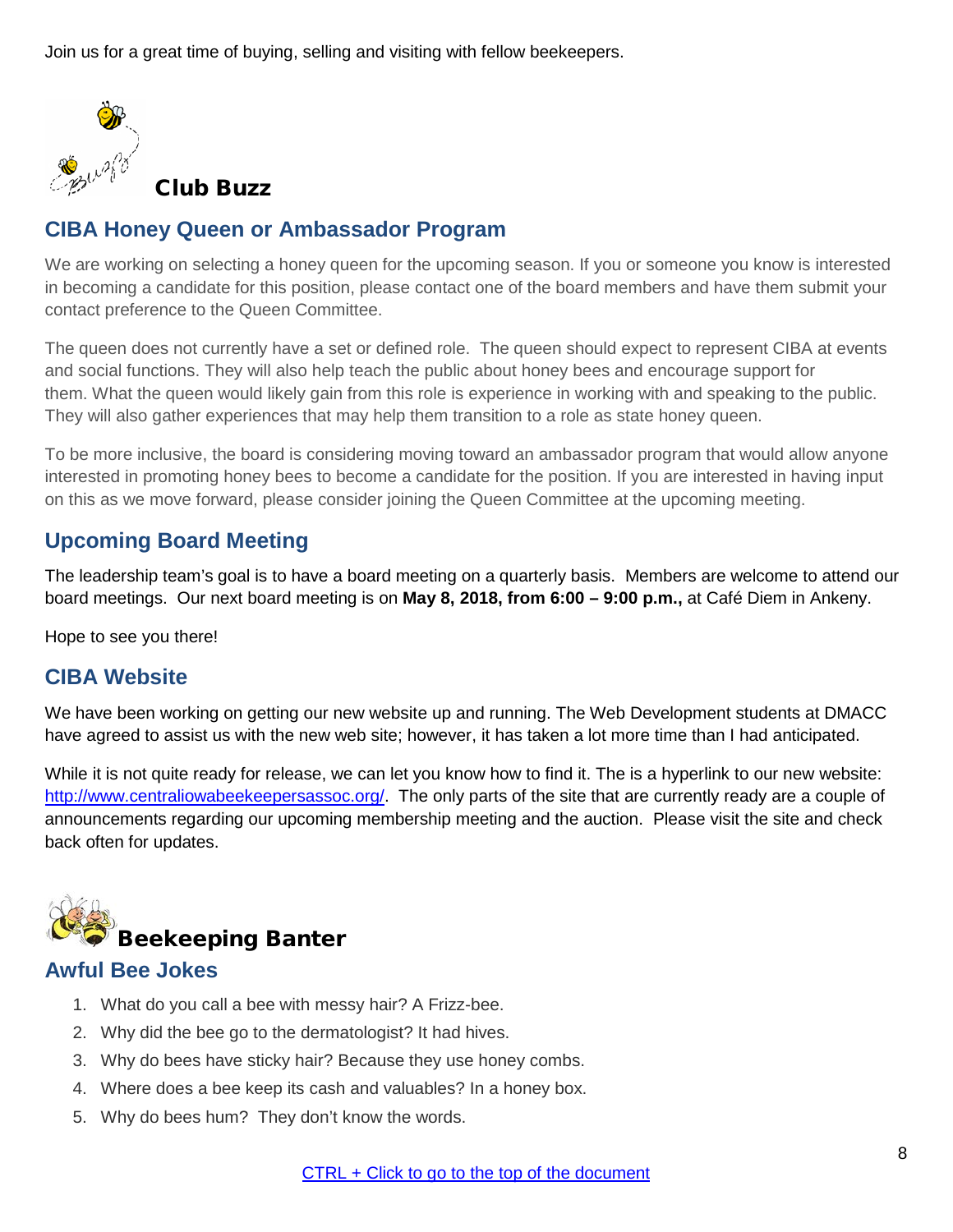Join us for a great time of buying, selling and visiting with fellow beekeepers.

# Club Buzz

## CIBA Honey Queen or Ambassador Program

We are working on selecting a honey queen for the upcoming season. If you or someone you know is interested in becoming a candidate for this position, please contact one of the board members and have them submit your contact preference to the Queen Committee.

The queen does not currently have a set or defined role. The queen should expect to represent CIBA at events and social functions. They will also help teach the public about honey bees and encourage support for them. What the queen would likely gain from this role is experience in working with and speaking to the public. They will also gather experiences that may help them transition to a role as state honey queen.

To be more inclusive, the board is considering moving toward an ambassador program that would allow anyone interested in promoting honey bees to become a candidate for the position. If you are interested in having input on this as we move forward, please consider joining the Queen Committee at the upcoming meeting.

## Upcoming Board Meeting

The leadership team's goal is to have a board meeting on a quarterly basis. Members are welcome to attend our board meetings. Our next board meeting is on **May 8, 2018, from 6:00 – 9:00 p.m.,** at Café Diem in Ankeny.

Hope to see you there!

## CIBA Website

We have been working on getting our new website up and running. The Web Development students at DMACC have agreed to assist us with the new web site; however, it has taken a lot more time than I had anticipated.

While it is not quite ready for release, we can let you know how to find it. The is a hyperlink to our new website: http://www.centraliowabeekeepersassoc.org/. The only parts of the site that are currently ready are a couple of announcements regarding our upcoming membership meeting and the auction. Please visit the site and check back often for updates.

# Beekeeping Banter

## Awful Bee Jokes

1. What do you call a bee with messy hair? A Frizz-bee.
2. Why did the bee go to the dermatologist? It had hives.
3. Why do bees have sticky hair? Because they use honey combs.
4. Where does a bee keep its cash and valuables? In a honey box.
5. Why do bees hum? They don't know the words.

CTRL + Click to go to the top of the document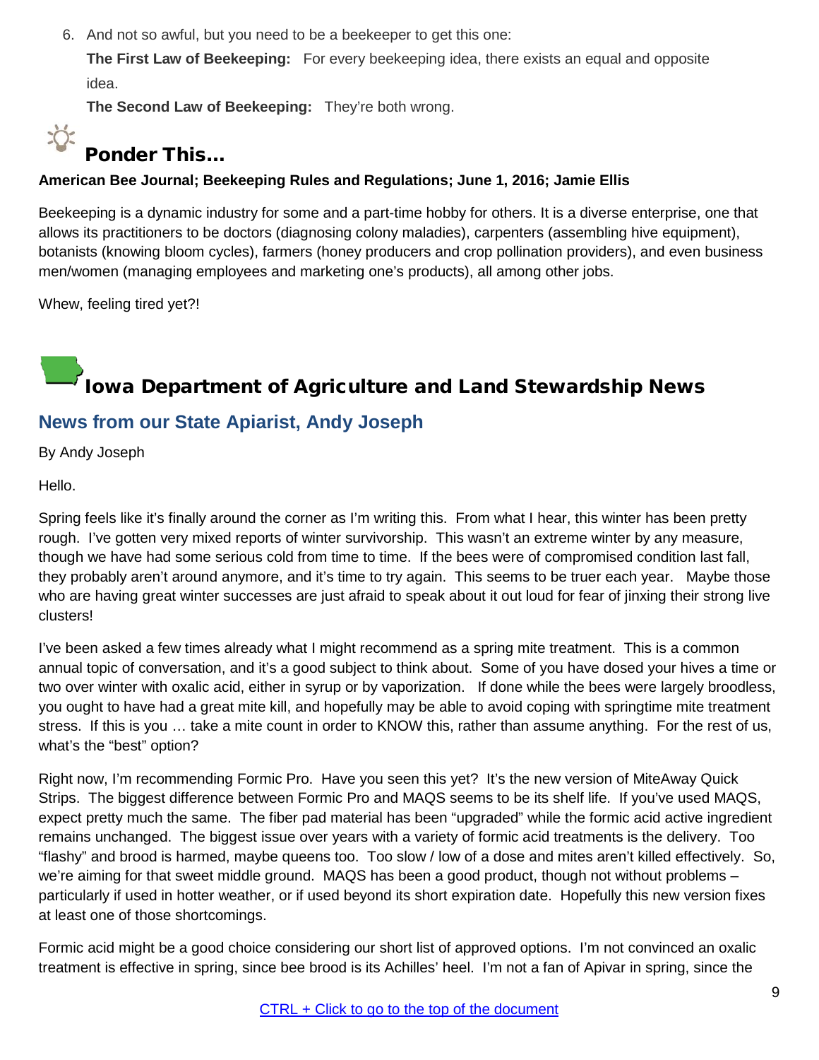6. And not so awful, but you need to be a beekeeper to get this one:

   **The First Law of Beekeeping:** For every beekeeping idea, there exists an equal and opposite idea.

   **The Second Law of Beekeeping:** They're both wrong.

## Ponder This…

**American Bee Journal; Beekeeping Rules and Regulations; June 1, 2016; Jamie Ellis**

Beekeeping is a dynamic industry for some and a part-time hobby for others. It is a diverse enterprise, one that allows its practitioners to be doctors (diagnosing colony maladies), carpenters (assembling hive equipment), botanists (knowing bloom cycles), farmers (honey producers and crop pollination providers), and even business men/women (managing employees and marketing one's products), all among other jobs.

Whew, feeling tired yet?!

## Iowa Department of Agriculture and Land Stewardship News

### News from our State Apiarist, Andy Joseph

By Andy Joseph

Hello.

Spring feels like it's finally around the corner as I'm writing this. From what I hear, this winter has been pretty rough. I've gotten very mixed reports of winter survivorship. This wasn't an extreme winter by any measure, though we have had some serious cold from time to time. If the bees were of compromised condition last fall, they probably aren't around anymore, and it's time to try again. This seems to be truer each year. Maybe those who are having great winter successes are just afraid to speak about it out loud for fear of jinxing their strong live clusters!

I've been asked a few times already what I might recommend as a spring mite treatment. This is a common annual topic of conversation, and it's a good subject to think about. Some of you have dosed your hives a time or two over winter with oxalic acid, either in syrup or by vaporization. If done while the bees were largely broodless, you ought to have had a great mite kill, and hopefully may be able to avoid coping with springtime mite treatment stress. If this is you … take a mite count in order to KNOW this, rather than assume anything. For the rest of us, what's the "best" option?

Right now, I'm recommending Formic Pro. Have you seen this yet? It's the new version of MiteAway Quick Strips. The biggest difference between Formic Pro and MAQS seems to be its shelf life. If you've used MAQS, expect pretty much the same. The fiber pad material has been "upgraded" while the formic acid active ingredient remains unchanged. The biggest issue over years with a variety of formic acid treatments is the delivery. Too "flashy" and brood is harmed, maybe queens too. Too slow / low of a dose and mites aren't killed effectively. So, we're aiming for that sweet middle ground. MAQS has been a good product, though not without problems – particularly if used in hotter weather, or if used beyond its short expiration date. Hopefully this new version fixes at least one of those shortcomings.

Formic acid might be a good choice considering our short list of approved options. I'm not convinced an oxalic treatment is effective in spring, since bee brood is its Achilles' heel. I'm not a fan of Apivar in spring, since the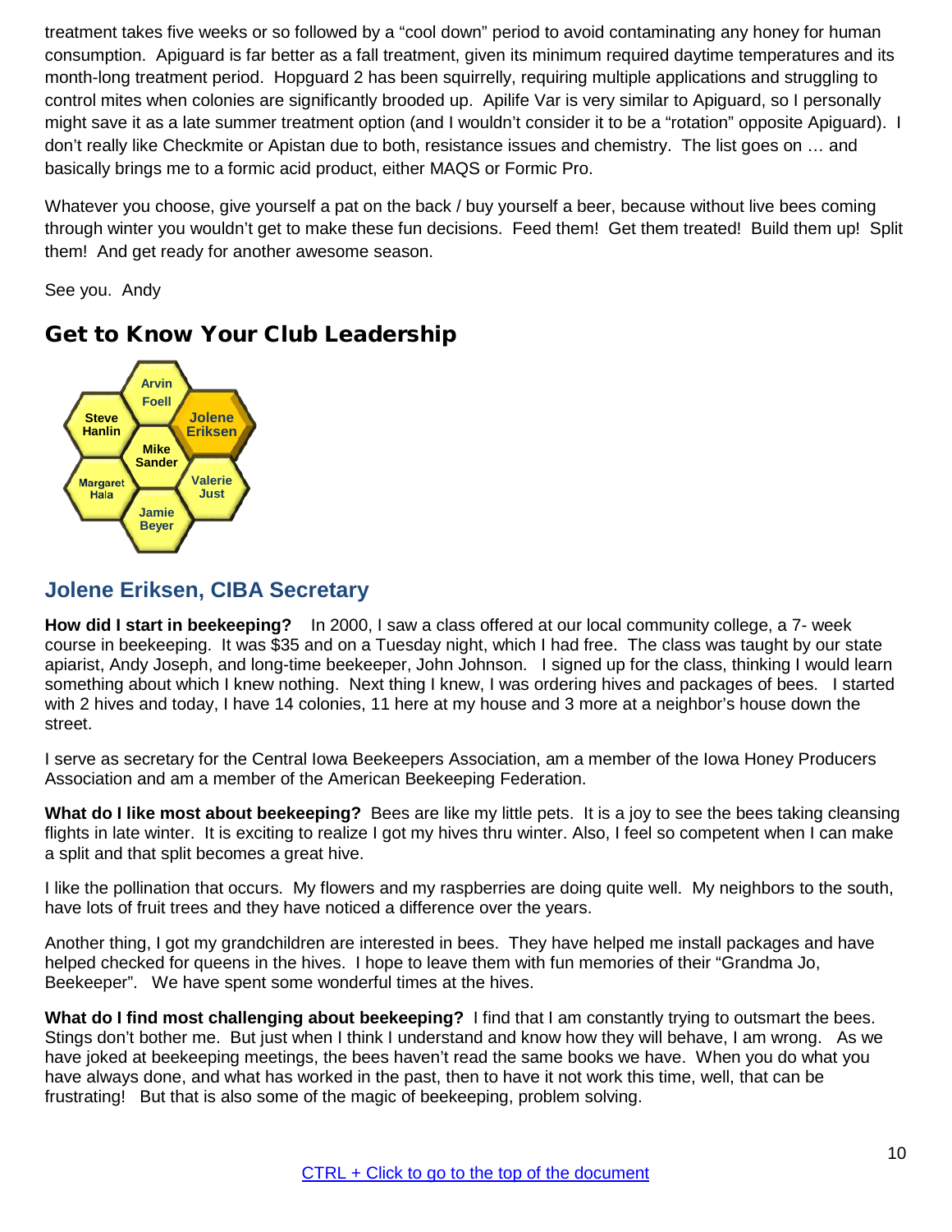treatment takes five weeks or so followed by a "cool down" period to avoid contaminating any honey for human consumption. Apiguard is far better as a fall treatment, given its minimum required daytime temperatures and its month-long treatment period. Hopguard 2 has been squirrelly, requiring multiple applications and struggling to control mites when colonies are significantly brooded up. Apilife Var is very similar to Apiguard, so I personally might save it as a late summer treatment option (and I wouldn't consider it to be a "rotation" opposite Apiguard). I don't really like Checkmite or Apistan due to both, resistance issues and chemistry. The list goes on … and basically brings me to a formic acid product, either MAQS or Formic Pro.

Whatever you choose, give yourself a pat on the back / buy yourself a beer, because without live bees coming through winter you wouldn't get to make these fun decisions. Feed them! Get them treated! Build them up! Split them! And get ready for another awesome season.

See you. Andy

## Get to Know Your Club Leadership

Arvin Foell, Steve Hanlin, Jolene Eriksen, Mike Sander, Margaret Hala, Valerie Just, Jamie Beyer

### Jolene Eriksen, CIBA Secretary

**How did I start in beekeeping?** In 2000, I saw a class offered at our local community college, a 7- week course in beekeeping. It was $35 and on a Tuesday night, which I had free. The class was taught by our state apiarist, Andy Joseph, and long-time beekeeper, John Johnson. I signed up for the class, thinking I would learn something about which I knew nothing. Next thing I knew, I was ordering hives and packages of bees. I started with 2 hives and today, I have 14 colonies, 11 here at my house and 3 more at a neighbor's house down the street.

I serve as secretary for the Central Iowa Beekeepers Association, am a member of the Iowa Honey Producers Association and am a member of the American Beekeeping Federation.

**What do I like most about beekeeping?** Bees are like my little pets. It is a joy to see the bees taking cleansing flights in late winter. It is exciting to realize I got my hives thru winter. Also, I feel so competent when I can make a split and that split becomes a great hive.

I like the pollination that occurs. My flowers and my raspberries are doing quite well. My neighbors to the south, have lots of fruit trees and they have noticed a difference over the years.

Another thing, I got my grandchildren are interested in bees. They have helped me install packages and have helped checked for queens in the hives. I hope to leave them with fun memories of their "Grandma Jo, Beekeeper". We have spent some wonderful times at the hives.

**What do I find most challenging about beekeeping?** I find that I am constantly trying to outsmart the bees. Stings don't bother me. But just when I think I understand and know how they will behave, I am wrong. As we have joked at beekeeping meetings, the bees haven't read the same books we have. When you do what you have always done, and what has worked in the past, then to have it not work this time, well, that can be frustrating! But that is also some of the magic of beekeeping, problem solving.

CTRL + Click to go to the top of the document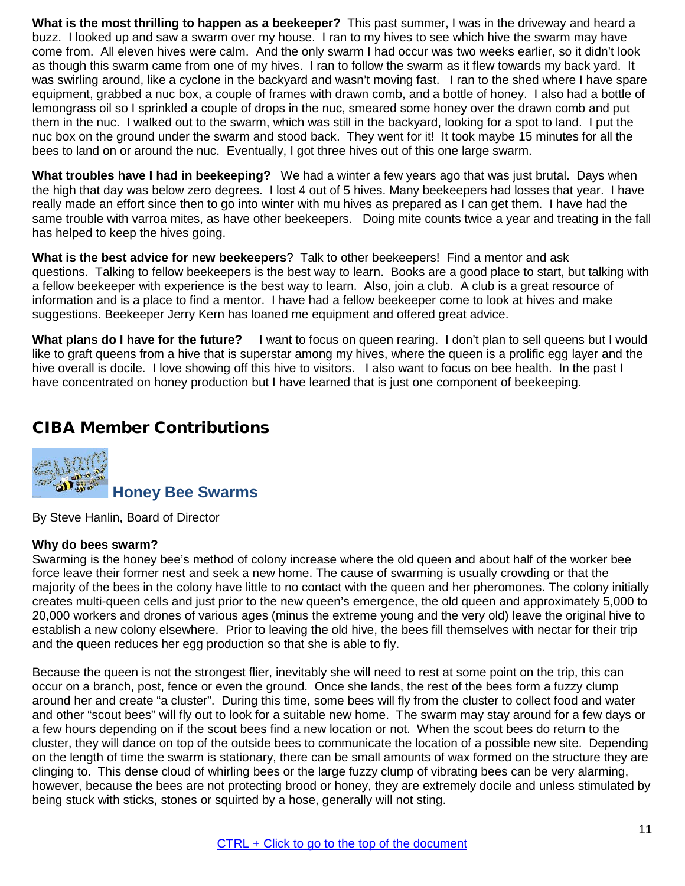**What is the most thrilling to happen as a beekeeper?** This past summer, I was in the driveway and heard a buzz. I looked up and saw a swarm over my house. I ran to my hives to see which hive the swarm may have come from. All eleven hives were calm. And the only swarm I had occur was two weeks earlier, so it didn't look as though this swarm came from one of my hives. I ran to follow the swarm as it flew towards my back yard. It was swirling around, like a cyclone in the backyard and wasn't moving fast. I ran to the shed where I have spare equipment, grabbed a nuc box, a couple of frames with drawn comb, and a bottle of honey. I also had a bottle of lemongrass oil so I sprinkled a couple of drops in the nuc, smeared some honey over the drawn comb and put them in the nuc. I walked out to the swarm, which was still in the backyard, looking for a spot to land. I put the nuc box on the ground under the swarm and stood back. They went for it! It took maybe 15 minutes for all the bees to land on or around the nuc. Eventually, I got three hives out of this one large swarm.

**What troubles have I had in beekeeping?** We had a winter a few years ago that was just brutal. Days when the high that day was below zero degrees. I lost 4 out of 5 hives. Many beekeepers had losses that year. I have really made an effort since then to go into winter with mu hives as prepared as I can get them. I have had the same trouble with varroa mites, as have other beekeepers. Doing mite counts twice a year and treating in the fall has helped to keep the hives going.

**What is the best advice for new beekeepers**? Talk to other beekeepers! Find a mentor and ask questions. Talking to fellow beekeepers is the best way to learn. Books are a good place to start, but talking with a fellow beekeeper with experience is the best way to learn. Also, join a club. A club is a great resource of information and is a place to find a mentor. I have had a fellow beekeeper come to look at hives and make suggestions. Beekeeper Jerry Kern has loaned me equipment and offered great advice.

**What plans do I have for the future?** I want to focus on queen rearing. I don't plan to sell queens but I would like to graft queens from a hive that is superstar among my hives, where the queen is a prolific egg layer and the hive overall is docile. I love showing off this hive to visitors. I also want to focus on bee health. In the past I have concentrated on honey production but I have learned that is just one component of beekeeping.

## CIBA Member Contributions

### Honey Bee Swarms

By Steve Hanlin, Board of Director

**Why do bees swarm?**
Swarming is the honey bee's method of colony increase where the old queen and about half of the worker bee force leave their former nest and seek a new home. The cause of swarming is usually crowding or that the majority of the bees in the colony have little to no contact with the queen and her pheromones. The colony initially creates multi-queen cells and just prior to the new queen's emergence, the old queen and approximately 5,000 to 20,000 workers and drones of various ages (minus the extreme young and the very old) leave the original hive to establish a new colony elsewhere. Prior to leaving the old hive, the bees fill themselves with nectar for their trip and the queen reduces her egg production so that she is able to fly.

Because the queen is not the strongest flier, inevitably she will need to rest at some point on the trip, this can occur on a branch, post, fence or even the ground. Once she lands, the rest of the bees form a fuzzy clump around her and create "a cluster". During this time, some bees will fly from the cluster to collect food and water and other "scout bees" will fly out to look for a suitable new home. The swarm may stay around for a few days or a few hours depending on if the scout bees find a new location or not. When the scout bees do return to the cluster, they will dance on top of the outside bees to communicate the location of a possible new site. Depending on the length of time the swarm is stationary, there can be small amounts of wax formed on the structure they are clinging to. This dense cloud of whirling bees or the large fuzzy clump of vibrating bees can be very alarming, however, because the bees are not protecting brood or honey, they are extremely docile and unless stimulated by being stuck with sticks, stones or squirted by a hose, generally will not sting.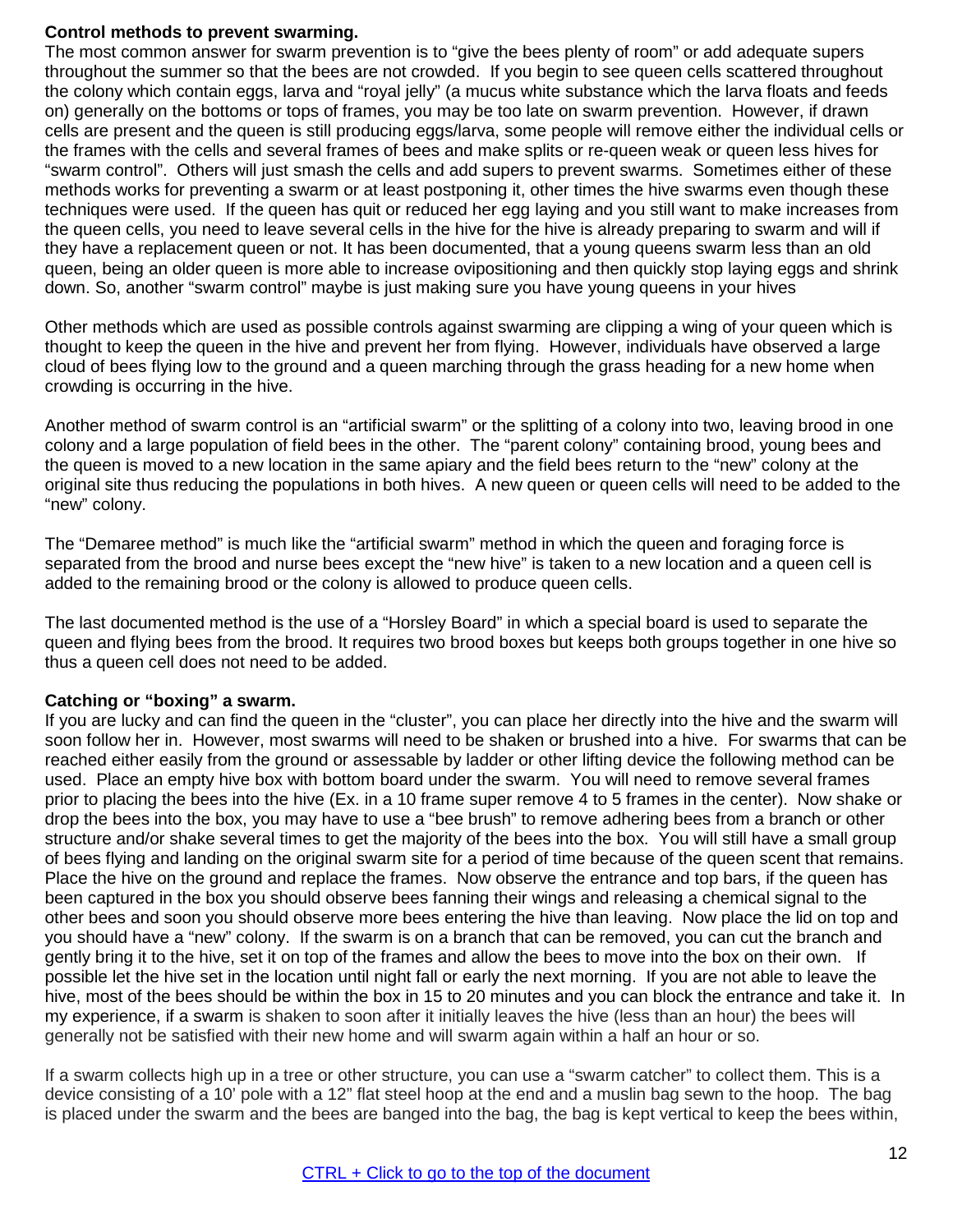**Control methods to prevent swarming.**

The most common answer for swarm prevention is to "give the bees plenty of room" or add adequate supers throughout the summer so that the bees are not crowded. If you begin to see queen cells scattered throughout the colony which contain eggs, larva and "royal jelly" (a mucus white substance which the larva floats and feeds on) generally on the bottoms or tops of frames, you may be too late on swarm prevention. However, if drawn cells are present and the queen is still producing eggs/larva, some people will remove either the individual cells or the frames with the cells and several frames of bees and make splits or re-queen weak or queen less hives for "swarm control". Others will just smash the cells and add supers to prevent swarms. Sometimes either of these methods works for preventing a swarm or at least postponing it, other times the hive swarms even though these techniques were used. If the queen has quit or reduced her egg laying and you still want to make increases from the queen cells, you need to leave several cells in the hive for the hive is already preparing to swarm and will if they have a replacement queen or not. It has been documented, that a young queens swarm less than an old queen, being an older queen is more able to increase ovipositioning and then quickly stop laying eggs and shrink down. So, another "swarm control" maybe is just making sure you have young queens in your hives

Other methods which are used as possible controls against swarming are clipping a wing of your queen which is thought to keep the queen in the hive and prevent her from flying. However, individuals have observed a large cloud of bees flying low to the ground and a queen marching through the grass heading for a new home when crowding is occurring in the hive.

Another method of swarm control is an "artificial swarm" or the splitting of a colony into two, leaving brood in one colony and a large population of field bees in the other. The "parent colony" containing brood, young bees and the queen is moved to a new location in the same apiary and the field bees return to the "new" colony at the original site thus reducing the populations in both hives. A new queen or queen cells will need to be added to the "new" colony.

The "Demaree method" is much like the "artificial swarm" method in which the queen and foraging force is separated from the brood and nurse bees except the "new hive" is taken to a new location and a queen cell is added to the remaining brood or the colony is allowed to produce queen cells.

The last documented method is the use of a "Horsley Board" in which a special board is used to separate the queen and flying bees from the brood. It requires two brood boxes but keeps both groups together in one hive so thus a queen cell does not need to be added.

**Catching or "boxing" a swarm.**

If you are lucky and can find the queen in the "cluster", you can place her directly into the hive and the swarm will soon follow her in. However, most swarms will need to be shaken or brushed into a hive. For swarms that can be reached either easily from the ground or assessable by ladder or other lifting device the following method can be used. Place an empty hive box with bottom board under the swarm. You will need to remove several frames prior to placing the bees into the hive (Ex. in a 10 frame super remove 4 to 5 frames in the center). Now shake or drop the bees into the box, you may have to use a "bee brush" to remove adhering bees from a branch or other structure and/or shake several times to get the majority of the bees into the box. You will still have a small group of bees flying and landing on the original swarm site for a period of time because of the queen scent that remains. Place the hive on the ground and replace the frames. Now observe the entrance and top bars, if the queen has been captured in the box you should observe bees fanning their wings and releasing a chemical signal to the other bees and soon you should observe more bees entering the hive than leaving. Now place the lid on top and you should have a "new" colony. If the swarm is on a branch that can be removed, you can cut the branch and gently bring it to the hive, set it on top of the frames and allow the bees to move into the box on their own. If possible let the hive set in the location until night fall or early the next morning. If you are not able to leave the hive, most of the bees should be within the box in 15 to 20 minutes and you can block the entrance and take it. In my experience, if a swarm is shaken to soon after it initially leaves the hive (less than an hour) the bees will generally not be satisfied with their new home and will swarm again within a half an hour or so.

If a swarm collects high up in a tree or other structure, you can use a "swarm catcher" to collect them. This is a device consisting of a 10' pole with a 12" flat steel hoop at the end and a muslin bag sewn to the hoop. The bag is placed under the swarm and the bees are banged into the bag, the bag is kept vertical to keep the bees within,

[CTRL + Click to go to the top of the document]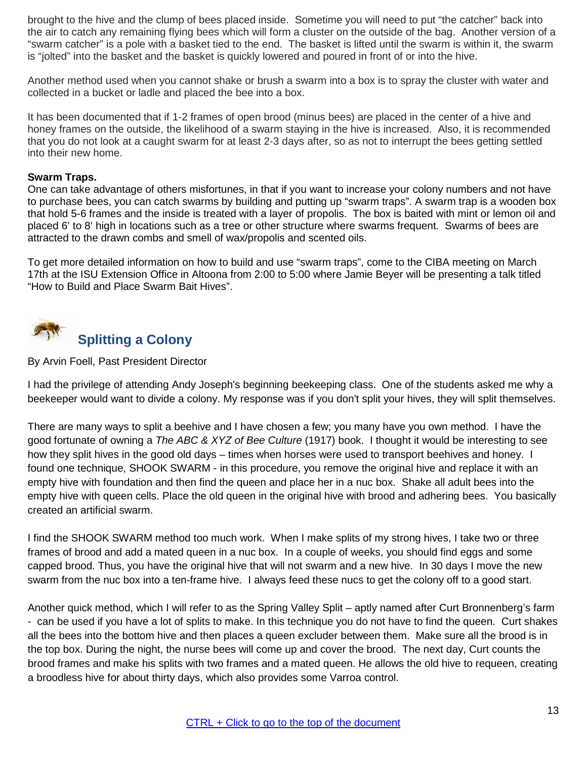brought to the hive and the clump of bees placed inside. Sometime you will need to put "the catcher" back into the air to catch any remaining flying bees which will form a cluster on the outside of the bag. Another version of a "swarm catcher" is a pole with a basket tied to the end. The basket is lifted until the swarm is within it, the swarm is "jolted" into the basket and the basket is quickly lowered and poured in front of or into the hive.

Another method used when you cannot shake or brush a swarm into a box is to spray the cluster with water and collected in a bucket or ladle and placed the bee into a box.

It has been documented that if 1-2 frames of open brood (minus bees) are placed in the center of a hive and honey frames on the outside, the likelihood of a swarm staying in the hive is increased. Also, it is recommended that you do not look at a caught swarm for at least 2-3 days after, so as not to interrupt the bees getting settled into their new home.

**Swarm Traps.**
One can take advantage of others misfortunes, in that if you want to increase your colony numbers and not have to purchase bees, you can catch swarms by building and putting up "swarm traps". A swarm trap is a wooden box that hold 5-6 frames and the inside is treated with a layer of propolis. The box is baited with mint or lemon oil and placed 6' to 8' high in locations such as a tree or other structure where swarms frequent. Swarms of bees are attracted to the drawn combs and smell of wax/propolis and scented oils.

To get more detailed information on how to build and use "swarm traps", come to the CIBA meeting on March 17th at the ISU Extension Office in Altoona from 2:00 to 5:00 where Jamie Beyer will be presenting a talk titled "How to Build and Place Swarm Bait Hives".

## Splitting a Colony

By Arvin Foell, Past President Director

I had the privilege of attending Andy Joseph's beginning beekeeping class. One of the students asked me why a beekeeper would want to divide a colony. My response was if you don't split your hives, they will split themselves.

There are many ways to split a beehive and I have chosen a few; you many have you own method. I have the good fortunate of owning a *The ABC & XYZ of Bee Culture* (1917) book. I thought it would be interesting to see how they split hives in the good old days – times when horses were used to transport beehives and honey. I found one technique, SHOOK SWARM - in this procedure, you remove the original hive and replace it with an empty hive with foundation and then find the queen and place her in a nuc box. Shake all adult bees into the empty hive with queen cells. Place the old queen in the original hive with brood and adhering bees. You basically created an artificial swarm.

I find the SHOOK SWARM method too much work. When I make splits of my strong hives, I take two or three frames of brood and add a mated queen in a nuc box. In a couple of weeks, you should find eggs and some capped brood. Thus, you have the original hive that will not swarm and a new hive. In 30 days I move the new swarm from the nuc box into a ten-frame hive. I always feed these nucs to get the colony off to a good start.

Another quick method, which I will refer to as the Spring Valley Split – aptly named after Curt Bronnenberg's farm - can be used if you have a lot of splits to make. In this technique you do not have to find the queen. Curt shakes all the bees into the bottom hive and then places a queen excluder between them. Make sure all the brood is in the top box. During the night, the nurse bees will come up and cover the brood. The next day, Curt counts the brood frames and make his splits with two frames and a mated queen. He allows the old hive to requeen, creating a broodless hive for about thirty days, which also provides some Varroa control.

CTRL + Click to go to the top of the document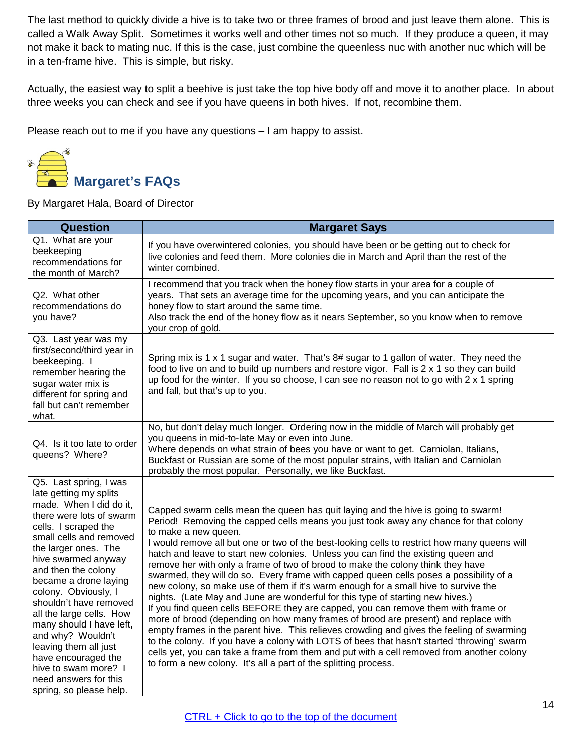The last method to quickly divide a hive is to take two or three frames of brood and just leave them alone. This is called a Walk Away Split. Sometimes it works well and other times not so much. If they produce a queen, it may not make it back to mating nuc. If this is the case, just combine the queenless nuc with another nuc which will be in a ten-frame hive. This is simple, but risky.

Actually, the easiest way to split a beehive is just take the top hive body off and move it to another place. In about three weeks you can check and see if you have queens in both hives. If not, recombine them.

Please reach out to me if you have any questions – I am happy to assist.

## Margaret's FAQs

By Margaret Hala, Board of Director

| Question | Margaret Says |
|---|---|
| Q1. What are your beekeeping recommendations for the month of March? | If you have overwintered colonies, you should have been or be getting out to check for live colonies and feed them. More colonies die in March and April than the rest of the winter combined. |
| Q2. What other recommendations do you have? | I recommend that you track when the honey flow starts in your area for a couple of years. That sets an average time for the upcoming years, and you can anticipate the honey flow to start around the same time.<br>Also track the end of the honey flow as it nears September, so you know when to remove your crop of gold. |
| Q3. Last year was my first/second/third year in beekeeping. I remember hearing the sugar water mix is different for spring and fall but can't remember what. | Spring mix is 1 x 1 sugar and water. That's 8# sugar to 1 gallon of water. They need the food to live on and to build up numbers and restore vigor. Fall is 2 x 1 so they can build up food for the winter. If you so choose, I can see no reason not to go with 2 x 1 spring and fall, but that's up to you. |
| Q4. Is it too late to order queens? Where? | No, but don't delay much longer. Ordering now in the middle of March will probably get you queens in mid-to-late May or even into June.<br>Where depends on what strain of bees you have or want to get. Carniolan, Italians, Buckfast or Russian are some of the most popular strains, with Italian and Carniolan probably the most popular. Personally, we like Buckfast. |
| Q5. Last spring, I was late getting my splits made. When I did do it, there were lots of swarm cells. I scraped the small cells and removed the larger ones. The hive swarmed anyway and then the colony became a drone laying colony. Obviously, I shouldn't have removed all the large cells. How many should I have left, and why? Wouldn't leaving them all just have encouraged the hive to swam more? I need answers for this spring, so please help. | Capped swarm cells mean the queen has quit laying and the hive is going to swarm! Period! Removing the capped cells means you just took away any chance for that colony to make a new queen.<br>I would remove all but one or two of the best-looking cells to restrict how many queens will hatch and leave to start new colonies. Unless you can find the existing queen and remove her with only a frame of two of brood to make the colony think they have swarmed, they will do so. Every frame with capped queen cells poses a possibility of a new colony, so make use of them if it's warm enough for a small hive to survive the nights. (Late May and June are wonderful for this type of starting new hives.)<br>If you find queen cells BEFORE they are capped, you can remove them with frame or more of brood (depending on how many frames of brood are present) and replace with empty frames in the parent hive. This relieves crowding and gives the feeling of swarming to the colony. If you have a colony with LOTS of bees that hasn't started 'throwing' swarm cells yet, you can take a frame from them and put with a cell removed from another colony to form a new colony. It's all a part of the splitting process. |

CTRL + Click to go to the top of the document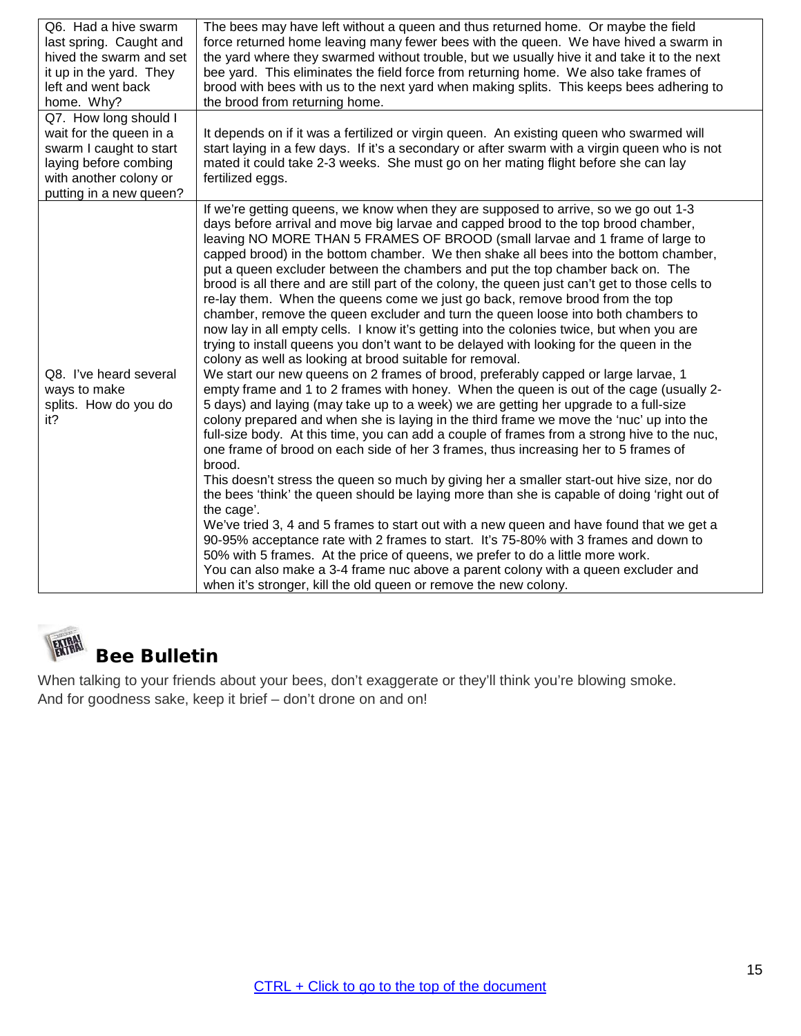| | |
|---|---|
| Q6. Had a hive swarm last spring. Caught and hived the swarm and set it up in the yard. They left and went back home. Why? | The bees may have left without a queen and thus returned home. Or maybe the field force returned home leaving many fewer bees with the queen. We have hived a swarm in the yard where they swarmed without trouble, but we usually hive it and take it to the next bee yard. This eliminates the field force from returning home. We also take frames of brood with bees with us to the next yard when making splits. This keeps bees adhering to the brood from returning home. |
| Q7. How long should I wait for the queen in a swarm I caught to start laying before combing with another colony or putting in a new queen? | It depends on if it was a fertilized or virgin queen. An existing queen who swarmed will start laying in a few days. If it's a secondary or after swarm with a virgin queen who is not mated it could take 2-3 weeks. She must go on her mating flight before she can lay fertilized eggs. |
| Q8. I've heard several ways to make splits. How do you do it? | If we're getting queens, we know when they are supposed to arrive, so we go out 1-3 days before arrival and move big larvae and capped brood to the top brood chamber, leaving NO MORE THAN 5 FRAMES OF BROOD (small larvae and 1 frame of large to capped brood) in the bottom chamber. We then shake all bees into the bottom chamber, put a queen excluder between the chambers and put the top chamber back on. The brood is all there and are still part of the colony, the queen just can't get to those cells to re-lay them. When the queens come we just go back, remove brood from the top chamber, remove the queen excluder and turn the queen loose into both chambers to now lay in all empty cells. I know it's getting into the colonies twice, but when you are trying to install queens you don't want to be delayed with looking for the queen in the colony as well as looking at brood suitable for removal.<br>We start our new queens on 2 frames of brood, preferably capped or large larvae, 1 empty frame and 1 to 2 frames with honey. When the queen is out of the cage (usually 2-5 days) and laying (may take up to a week) we are getting her upgrade to a full-size colony prepared and when she is laying in the third frame we move the 'nuc' up into the full-size body. At this time, you can add a couple of frames from a strong hive to the nuc, one frame of brood on each side of her 3 frames, thus increasing her to 5 frames of brood.<br>This doesn't stress the queen so much by giving her a smaller start-out hive size, nor do the bees 'think' the queen should be laying more than she is capable of doing 'right out of the cage'.<br>We've tried 3, 4 and 5 frames to start out with a new queen and have found that we get a 90-95% acceptance rate with 2 frames to start. It's 75-80% with 3 frames and down to 50% with 5 frames. At the price of queens, we prefer to do a little more work.<br>You can also make a 3-4 frame nuc above a parent colony with a queen excluder and when it's stronger, kill the old queen or remove the new colony. |

## Bee Bulletin

When talking to your friends about your bees, don't exaggerate or they'll think you're blowing smoke.
And for goodness sake, keep it brief – don't drone on and on!

CTRL + Click to go to the top of the document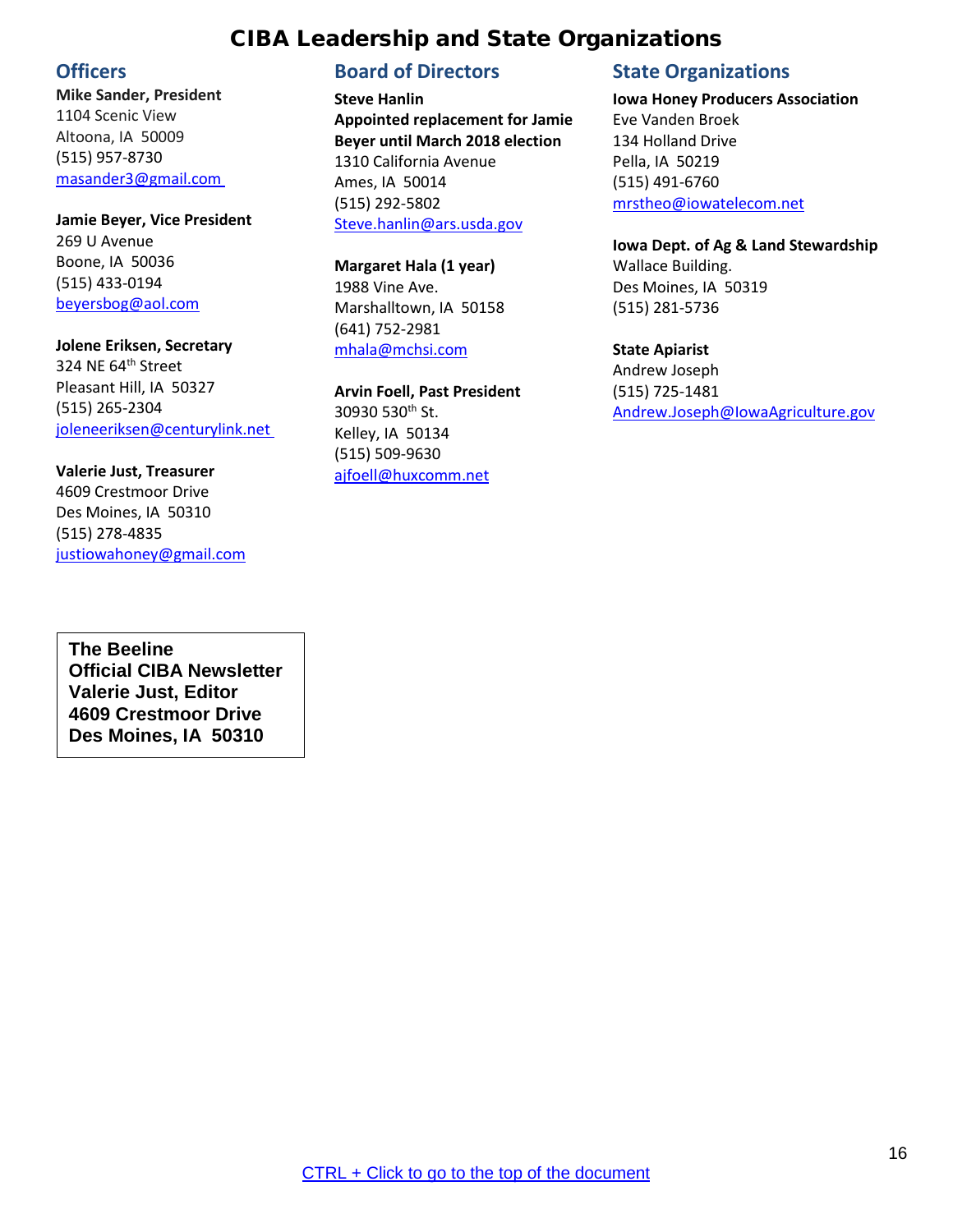# CIBA Leadership and State Organizations

## Officers

**Mike Sander, President**
1104 Scenic View
Altoona, IA 50009
(515) 957-8730
masander3@gmail.com

**Jamie Beyer, Vice President**
269 U Avenue
Boone, IA 50036
(515) 433-0194
beyersbog@aol.com

**Jolene Eriksen, Secretary**
324 NE 64th Street
Pleasant Hill, IA 50327
(515) 265-2304
joleneeriksen@centurylink.net

**Valerie Just, Treasurer**
4609 Crestmoor Drive
Des Moines, IA 50310
(515) 278-4835
justiowahoney@gmail.com

## Board of Directors

**Steve Hanlin**
**Appointed replacement for Jamie Beyer until March 2018 election**
1310 California Avenue
Ames, IA 50014
(515) 292-5802
Steve.hanlin@ars.usda.gov

**Margaret Hala (1 year)**
1988 Vine Ave.
Marshalltown, IA 50158
(641) 752-2981
mhala@mchsi.com

**Arvin Foell, Past President**
30930 530th St.
Kelley, IA 50134
(515) 509-9630
ajfoell@huxcomm.net

## State Organizations

**Iowa Honey Producers Association**
Eve Vanden Broek
134 Holland Drive
Pella, IA 50219
(515) 491-6760
mrstheo@iowatelecom.net

**Iowa Dept. of Ag & Land Stewardship**
Wallace Building.
Des Moines, IA 50319
(515) 281-5736

**State Apiarist**
Andrew Joseph
(515) 725-1481
Andrew.Joseph@IowaAgriculture.gov

**The Beeline**
**Official CIBA Newsletter**
**Valerie Just, Editor**
**4609 Crestmoor Drive**
**Des Moines, IA 50310**

CTRL + Click to go to the top of the document